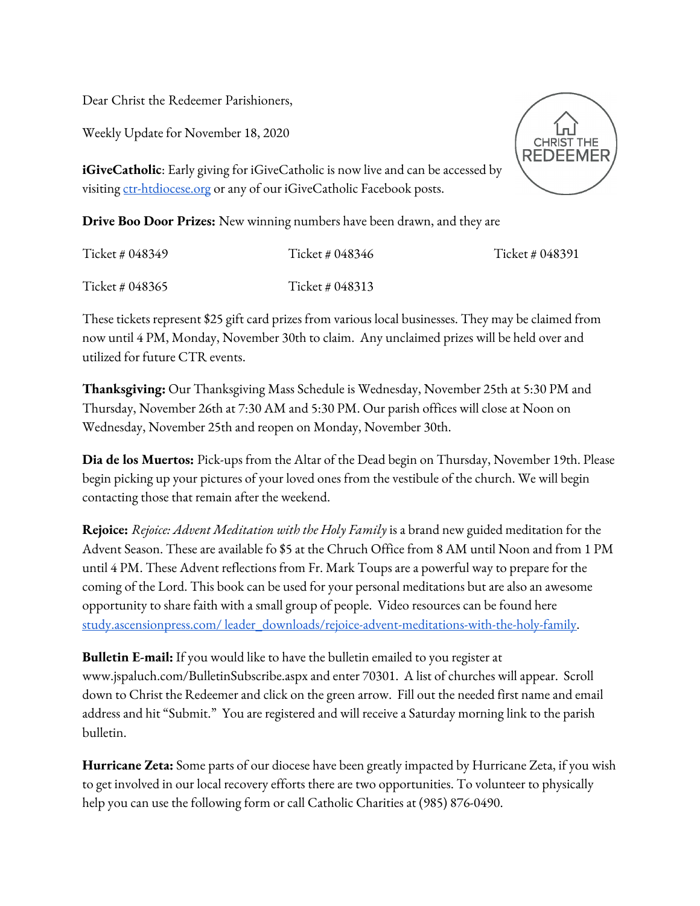Dear Christ the Redeemer Parishioners,

Weekly Update for November 18, 2020

**iGiveCatholic**: Early giving for iGiveCatholic is now live and can be accessed by visiting ctr-htdiocese.org or any of our iGiveCatholic Facebook posts.

**Drive Boo Door Prizes:** New winning numbers have been drawn, and they are

| | | |
|---|---|---|
| Ticket # 048349 | Ticket # 048346 | Ticket # 048391 |
| Ticket # 048365 | Ticket # 048313 | |

These tickets represent $25 gift card prizes from various local businesses. They may be claimed from now until 4 PM, Monday, November 30th to claim. Any unclaimed prizes will be held over and utilized for future CTR events.

**Thanksgiving:** Our Thanksgiving Mass Schedule is Wednesday, November 25th at 5:30 PM and Thursday, November 26th at 7:30 AM and 5:30 PM. Our parish offices will close at Noon on Wednesday, November 25th and reopen on Monday, November 30th.

**Dia de los Muertos:** Pick-ups from the Altar of the Dead begin on Thursday, November 19th. Please begin picking up your pictures of your loved ones from the vestibule of the church. We will begin contacting those that remain after the weekend.

**Rejoice:** *Rejoice: Advent Meditation with the Holy Family* is a brand new guided meditation for the Advent Season. These are available fo $5 at the Chruch Office from 8 AM until Noon and from 1 PM until 4 PM. These Advent reflections from Fr. Mark Toups are a powerful way to prepare for the coming of the Lord. This book can be used for your personal meditations but are also an awesome opportunity to share faith with a small group of people. Video resources can be found here study.ascensionpress.com/ leader_downloads/rejoice-advent-meditations-with-the-holy-family.

**Bulletin E-mail:** If you would like to have the bulletin emailed to you register at www.jspaluch.com/BulletinSubscribe.aspx and enter 70301. A list of churches will appear. Scroll down to Christ the Redeemer and click on the green arrow. Fill out the needed first name and email address and hit "Submit." You are registered and will receive a Saturday morning link to the parish bulletin.

**Hurricane Zeta:** Some parts of our diocese have been greatly impacted by Hurricane Zeta, if you wish to get involved in our local recovery efforts there are two opportunities. To volunteer to physically help you can use the following form or call Catholic Charities at (985) 876-0490.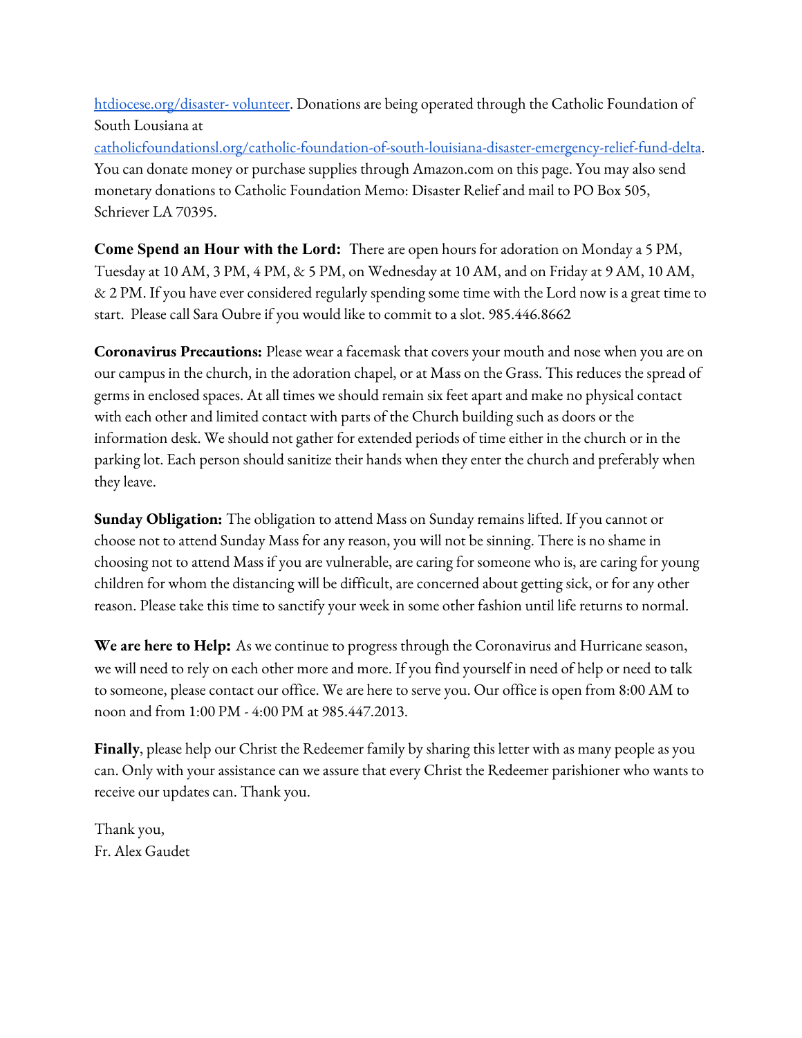[htdiocese.org/disaster- volunteer](htdiocese.org/disaster-volunteer). Donations are being operated through the Catholic Foundation of South Lousiana at [catholicfoundationsl.org/catholic-foundation-of-south-louisiana-disaster-emergency-relief-fund-delta](catholicfoundationsl.org/catholic-foundation-of-south-louisiana-disaster-emergency-relief-fund-delta). You can donate money or purchase supplies through Amazon.com on this page. You may also send monetary donations to Catholic Foundation Memo: Disaster Relief and mail to PO Box 505, Schriever LA 70395.

**Come Spend an Hour with the Lord:** There are open hours for adoration on Monday a 5 PM, Tuesday at 10 AM, 3 PM, 4 PM, & 5 PM, on Wednesday at 10 AM, and on Friday at 9 AM, 10 AM, & 2 PM. If you have ever considered regularly spending some time with the Lord now is a great time to start. Please call Sara Oubre if you would like to commit to a slot. 985.446.8662

**Coronavirus Precautions:** Please wear a facemask that covers your mouth and nose when you are on our campus in the church, in the adoration chapel, or at Mass on the Grass. This reduces the spread of germs in enclosed spaces. At all times we should remain six feet apart and make no physical contact with each other and limited contact with parts of the Church building such as doors or the information desk. We should not gather for extended periods of time either in the church or in the parking lot. Each person should sanitize their hands when they enter the church and preferably when they leave.

**Sunday Obligation:** The obligation to attend Mass on Sunday remains lifted. If you cannot or choose not to attend Sunday Mass for any reason, you will not be sinning. There is no shame in choosing not to attend Mass if you are vulnerable, are caring for someone who is, are caring for young children for whom the distancing will be difficult, are concerned about getting sick, or for any other reason. Please take this time to sanctify your week in some other fashion until life returns to normal.

**We are here to Help:** As we continue to progress through the Coronavirus and Hurricane season, we will need to rely on each other more and more. If you find yourself in need of help or need to talk to someone, please contact our office. We are here to serve you. Our office is open from 8:00 AM to noon and from 1:00 PM - 4:00 PM at 985.447.2013.

**Finally**, please help our Christ the Redeemer family by sharing this letter with as many people as you can. Only with your assistance can we assure that every Christ the Redeemer parishioner who wants to receive our updates can. Thank you.

Thank you,
Fr. Alex Gaudet